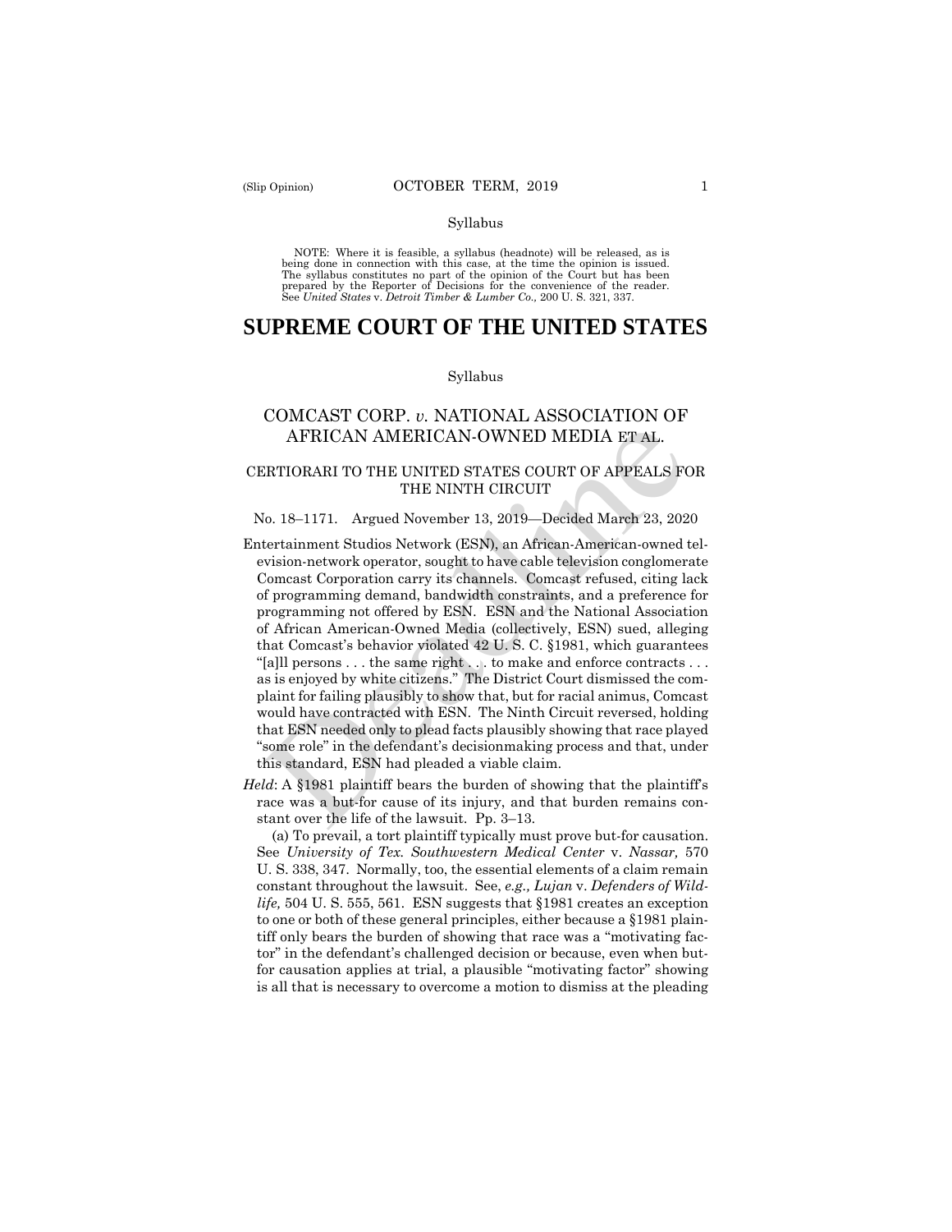Syllabus

NOTE: Where it is feasible, a syllabus (headnote) will be released, as is being done in connection with this case, at the time the opinion is issued. The syllabus constitutes no part of the opinion of the Court but has been prepared by the Reporter of Decisions for the convenience of the reader. See *United States* v. *Detroit Timber & Lumber Co.,* 200 U. S. 321, 337.

# SUPREME COURT OF THE UNITED STATES

Syllabus

## COMCAST CORP. *v.* NATIONAL ASSOCIATION OF AFRICAN AMERICAN-OWNED MEDIA ET AL.

### CERTIORARI TO THE UNITED STATES COURT OF APPEALS FOR THE NINTH CIRCUIT

No. 18–1171. Argued November 13, 2019—Decided March 23, 2020

Entertainment Studios Network (ESN), an African-American-owned television-network operator, sought to have cable television conglomerate Comcast Corporation carry its channels. Comcast refused, citing lack of programming demand, bandwidth constraints, and a preference for programming not offered by ESN. ESN and the National Association of African American-Owned Media (collectively, ESN) sued, alleging that Comcast's behavior violated 42 U. S. C. §1981, which guarantees "[a]ll persons . . . the same right . . . to make and enforce contracts . . . as is enjoyed by white citizens." The District Court dismissed the complaint for failing plausibly to show that, but for racial animus, Comcast would have contracted with ESN. The Ninth Circuit reversed, holding that ESN needed only to plead facts plausibly showing that race played "some role" in the defendant's decisionmaking process and that, under this standard, ESN had pleaded a viable claim.

*Held*: A §1981 plaintiff bears the burden of showing that the plaintiff's race was a but-for cause of its injury, and that burden remains constant over the life of the lawsuit. Pp. 3–13.

(a) To prevail, a tort plaintiff typically must prove but-for causation. See *University of Tex. Southwestern Medical Center* v. *Nassar,* 570 U. S. 338, 347. Normally, too, the essential elements of a claim remain constant throughout the lawsuit. See, *e.g., Lujan* v. *Defenders of Wildlife,* 504 U. S. 555, 561. ESN suggests that §1981 creates an exception to one or both of these general principles, either because a §1981 plaintiff only bears the burden of showing that race was a "motivating factor" in the defendant's challenged decision or because, even when but-for causation applies at trial, a plausible "motivating factor" showing is all that is necessary to overcome a motion to dismiss at the pleading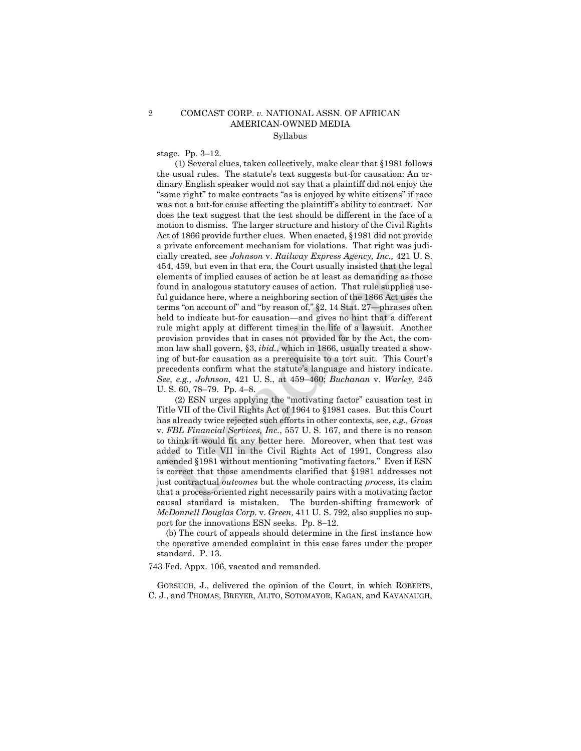stage. Pp. 3–12.

(1) Several clues, taken collectively, make clear that §1981 follows the usual rules. The statute's text suggests but-for causation: An ordinary English speaker would not say that a plaintiff did not enjoy the "same right" to make contracts "as is enjoyed by white citizens" if race was not a but-for cause affecting the plaintiff's ability to contract. Nor does the text suggest that the test should be different in the face of a motion to dismiss. The larger structure and history of the Civil Rights Act of 1866 provide further clues. When enacted, §1981 did not provide a private enforcement mechanism for violations. That right was judicially created, see *Johnson* v. *Railway Express Agency, Inc.,* 421 U. S. 454, 459, but even in that era, the Court usually insisted that the legal elements of implied causes of action be at least as demanding as those found in analogous statutory causes of action. That rule supplies useful guidance here, where a neighboring section of the 1866 Act uses the terms "on account of" and "by reason of," §2, 14 Stat. 27—phrases often held to indicate but-for causation—and gives no hint that a different rule might apply at different times in the life of a lawsuit. Another provision provides that in cases not provided for by the Act, the common law shall govern, §3, *ibid.*, which in 1866, usually treated a showing of but-for causation as a prerequisite to a tort suit. This Court's precedents confirm what the statute's language and history indicate. *See, e.g., Johnson,* 421 U. S., at 459–460; *Buchanan* v. *Warley,* 245 U. S. 60, 78–79. Pp. 4–8.

(2) ESN urges applying the "motivating factor" causation test in Title VII of the Civil Rights Act of 1964 to §1981 cases. But this Court has already twice rejected such efforts in other contexts, see, *e.g., Gross* v. *FBL Financial Services, Inc.*, 557 U. S. 167, and there is no reason to think it would fit any better here. Moreover, when that test was added to Title VII in the Civil Rights Act of 1991, Congress also amended §1981 without mentioning "motivating factors." Even if ESN is correct that those amendments clarified that §1981 addresses not just contractual *outcomes* but the whole contracting *process*, its claim that a process-oriented right necessarily pairs with a motivating factor causal standard is mistaken. The burden-shifting framework of *McDonnell Douglas Corp.* v. *Green,* 411 U. S. 792, also supplies no support for the innovations ESN seeks. Pp. 8–12.

(b) The court of appeals should determine in the first instance how the operative amended complaint in this case fares under the proper standard. P. 13.

743 Fed. Appx. 106, vacated and remanded.

GORSUCH, J., delivered the opinion of the Court, in which ROBERTS, C. J., and THOMAS, BREYER, ALITO, SOTOMAYOR, KAGAN, and KAVANAUGH,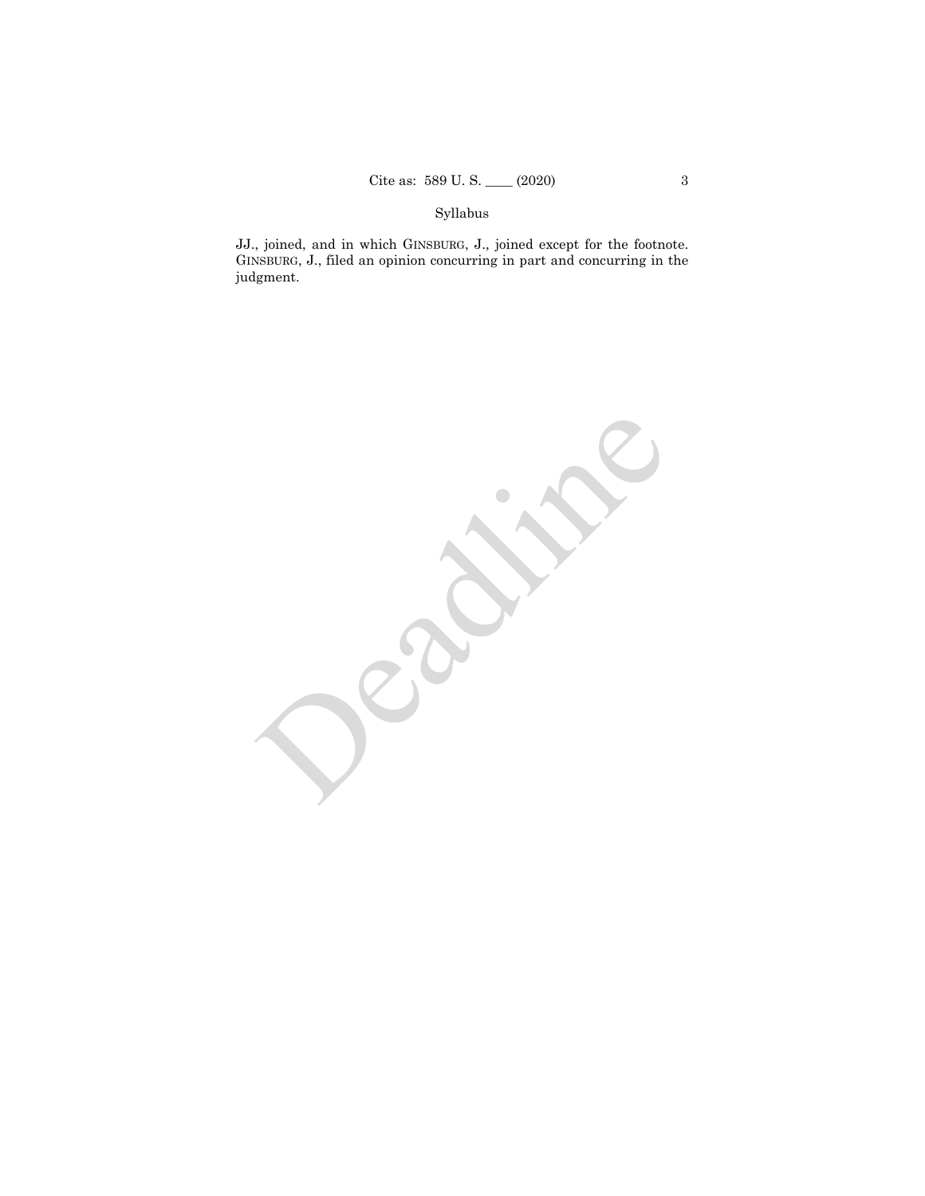JJ., joined, and in which GINSBURG, J., joined except for the footnote. GINSBURG, J., filed an opinion concurring in part and concurring in the judgment.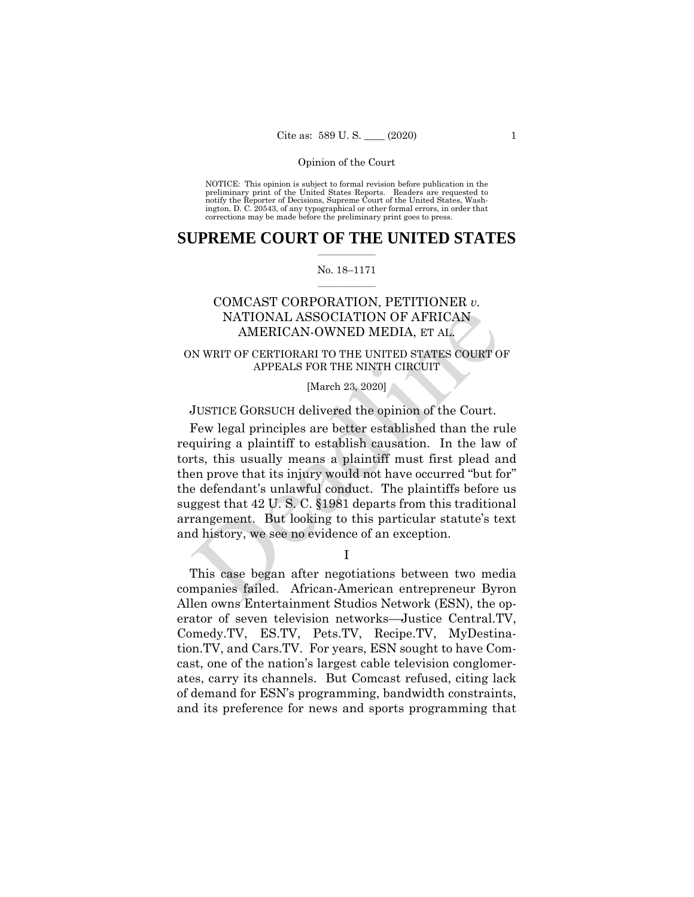NOTICE: This opinion is subject to formal revision before publication in the preliminary print of the United States Reports. Readers are requested to notify the Reporter of Decisions, Supreme Court of the United States, Washington, D. C. 20543, of any typographical or other formal errors, in order that corrections may be made before the preliminary print goes to press.

# SUPREME COURT OF THE UNITED STATES

No. 18–1171

COMCAST CORPORATION, PETITIONER *v.* NATIONAL ASSOCIATION OF AFRICAN AMERICAN-OWNED MEDIA, ET AL.

ON WRIT OF CERTIORARI TO THE UNITED STATES COURT OF APPEALS FOR THE NINTH CIRCUIT

[March 23, 2020]

JUSTICE GORSUCH delivered the opinion of the Court.

Few legal principles are better established than the rule requiring a plaintiff to establish causation. In the law of torts, this usually means a plaintiff must first plead and then prove that its injury would not have occurred "but for" the defendant's unlawful conduct. The plaintiffs before us suggest that 42 U. S. C. §1981 departs from this traditional arrangement. But looking to this particular statute's text and history, we see no evidence of an exception.

I

This case began after negotiations between two media companies failed. African-American entrepreneur Byron Allen owns Entertainment Studios Network (ESN), the operator of seven television networks—Justice Central.TV, Comedy.TV, ES.TV, Pets.TV, Recipe.TV, MyDestination.TV, and Cars.TV. For years, ESN sought to have Comcast, one of the nation's largest cable television conglomerates, carry its channels. But Comcast refused, citing lack of demand for ESN's programming, bandwidth constraints, and its preference for news and sports programming that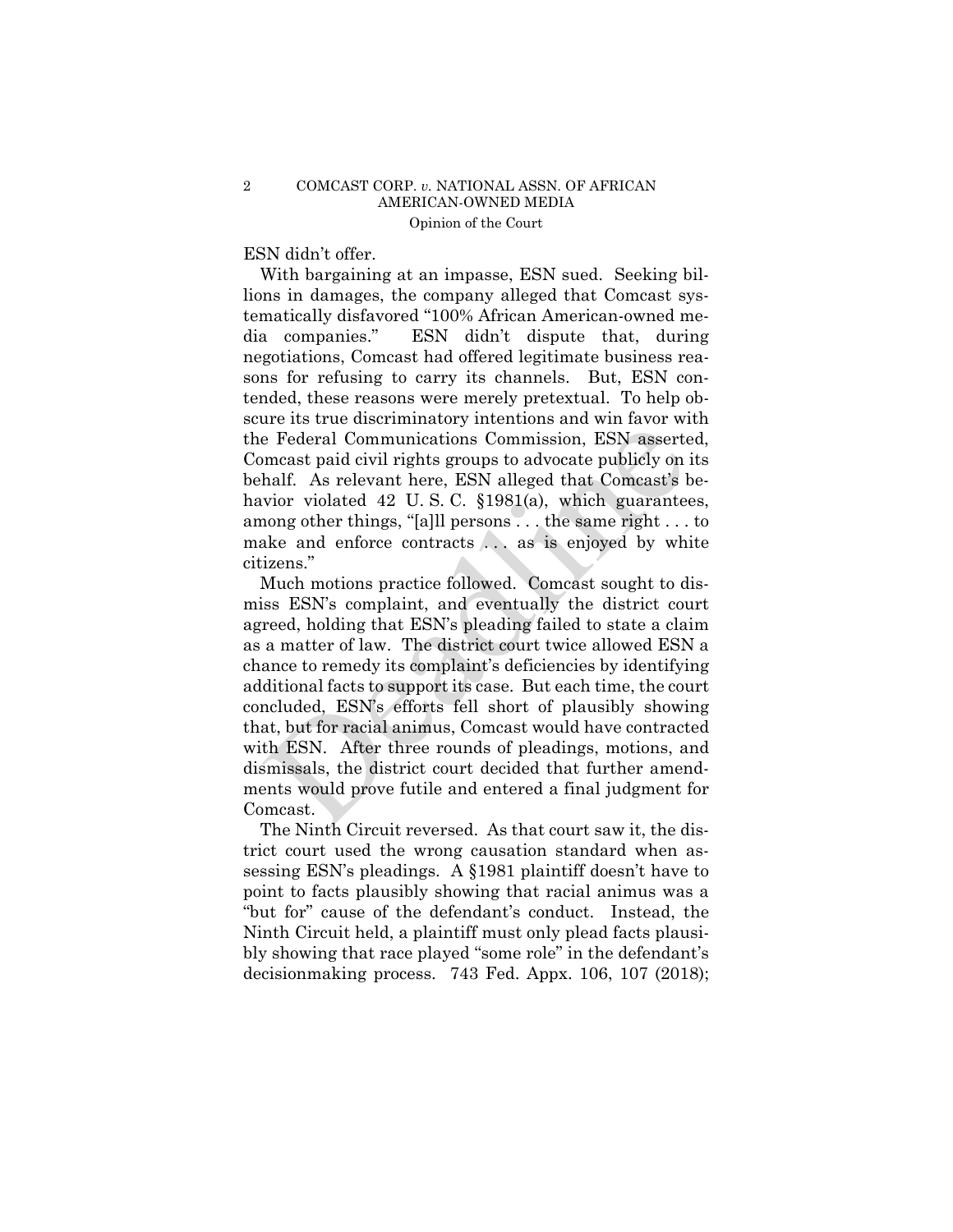ESN didn't offer.

With bargaining at an impasse, ESN sued. Seeking billions in damages, the company alleged that Comcast systematically disfavored "100% African American-owned media companies." ESN didn't dispute that, during negotiations, Comcast had offered legitimate business reasons for refusing to carry its channels. But, ESN contended, these reasons were merely pretextual. To help obscure its true discriminatory intentions and win favor with the Federal Communications Commission, ESN asserted, Comcast paid civil rights groups to advocate publicly on its behalf. As relevant here, ESN alleged that Comcast's behavior violated 42 U. S. C. §1981(a), which guarantees, among other things, "[a]ll persons . . . the same right . . . to make and enforce contracts . . . as is enjoyed by white citizens."

Much motions practice followed. Comcast sought to dismiss ESN's complaint, and eventually the district court agreed, holding that ESN's pleading failed to state a claim as a matter of law. The district court twice allowed ESN a chance to remedy its complaint's deficiencies by identifying additional facts to support its case. But each time, the court concluded, ESN's efforts fell short of plausibly showing that, but for racial animus, Comcast would have contracted with ESN. After three rounds of pleadings, motions, and dismissals, the district court decided that further amendments would prove futile and entered a final judgment for Comcast.

The Ninth Circuit reversed. As that court saw it, the district court used the wrong causation standard when assessing ESN's pleadings. A §1981 plaintiff doesn't have to point to facts plausibly showing that racial animus was a "but for" cause of the defendant's conduct. Instead, the Ninth Circuit held, a plaintiff must only plead facts plausibly showing that race played "some role" in the defendant's decisionmaking process. 743 Fed. Appx. 106, 107 (2018);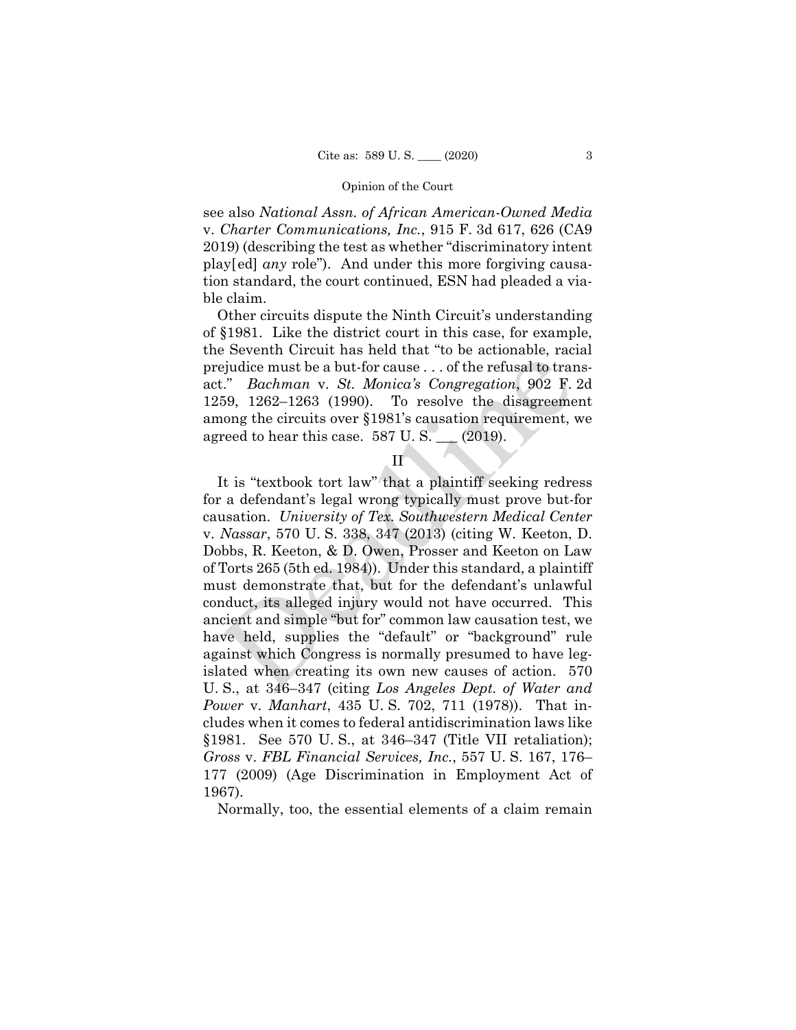see also *National Assn. of African American-Owned Media* v. *Charter Communications, Inc.*, 915 F. 3d 617, 626 (CA9 2019) (describing the test as whether "discriminatory intent play[ed] *any* role"). And under this more forgiving causation standard, the court continued, ESN had pleaded a viable claim.

Other circuits dispute the Ninth Circuit's understanding of §1981. Like the district court in this case, for example, the Seventh Circuit has held that "to be actionable, racial prejudice must be a but-for cause . . . of the refusal to transact." *Bachman* v. *St. Monica's Congregation*, 902 F. 2d 1259, 1262–1263 (1990). To resolve the disagreement among the circuits over §1981's causation requirement, we agreed to hear this case. 587 U. S. \_\_\_ (2019).

## II

It is "textbook tort law" that a plaintiff seeking redress for a defendant's legal wrong typically must prove but-for causation. *University of Tex. Southwestern Medical Center* v. *Nassar*, 570 U. S. 338, 347 (2013) (citing W. Keeton, D. Dobbs, R. Keeton, & D. Owen, Prosser and Keeton on Law of Torts 265 (5th ed. 1984)). Under this standard, a plaintiff must demonstrate that, but for the defendant's unlawful conduct, its alleged injury would not have occurred. This ancient and simple "but for" common law causation test, we have held, supplies the "default" or "background" rule against which Congress is normally presumed to have legislated when creating its own new causes of action. 570 U. S., at 346–347 (citing *Los Angeles Dept. of Water and Power* v. *Manhart*, 435 U. S. 702, 711 (1978)). That includes when it comes to federal antidiscrimination laws like §1981. See 570 U. S., at 346–347 (Title VII retaliation); *Gross* v. *FBL Financial Services, Inc.*, 557 U. S. 167, 176–177 (2009) (Age Discrimination in Employment Act of 1967).

Normally, too, the essential elements of a claim remain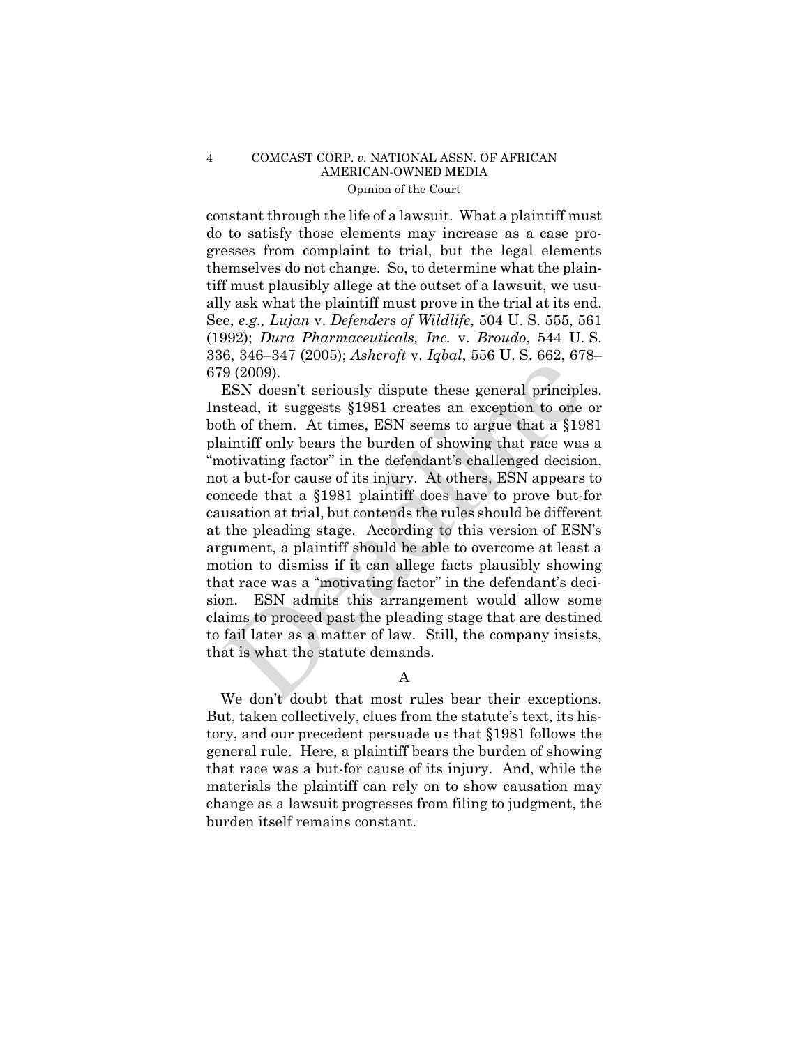constant through the life of a lawsuit. What a plaintiff must do to satisfy those elements may increase as a case progresses from complaint to trial, but the legal elements themselves do not change. So, to determine what the plaintiff must plausibly allege at the outset of a lawsuit, we usually ask what the plaintiff must prove in the trial at its end. See, *e.g., Lujan* v. *Defenders of Wildlife*, 504 U. S. 555, 561 (1992); *Dura Pharmaceuticals, Inc.* v. *Broudo*, 544 U. S. 336, 346–347 (2005); *Ashcroft* v. *Iqbal*, 556 U. S. 662, 678–679 (2009).

ESN doesn't seriously dispute these general principles. Instead, it suggests §1981 creates an exception to one or both of them. At times, ESN seems to argue that a §1981 plaintiff only bears the burden of showing that race was a "motivating factor" in the defendant's challenged decision, not a but-for cause of its injury. At others, ESN appears to concede that a §1981 plaintiff does have to prove but-for causation at trial, but contends the rules should be different at the pleading stage. According to this version of ESN's argument, a plaintiff should be able to overcome at least a motion to dismiss if it can allege facts plausibly showing that race was a "motivating factor" in the defendant's decision. ESN admits this arrangement would allow some claims to proceed past the pleading stage that are destined to fail later as a matter of law. Still, the company insists, that is what the statute demands.

## A

We don't doubt that most rules bear their exceptions. But, taken collectively, clues from the statute's text, its history, and our precedent persuade us that §1981 follows the general rule. Here, a plaintiff bears the burden of showing that race was a but-for cause of its injury. And, while the materials the plaintiff can rely on to show causation may change as a lawsuit progresses from filing to judgment, the burden itself remains constant.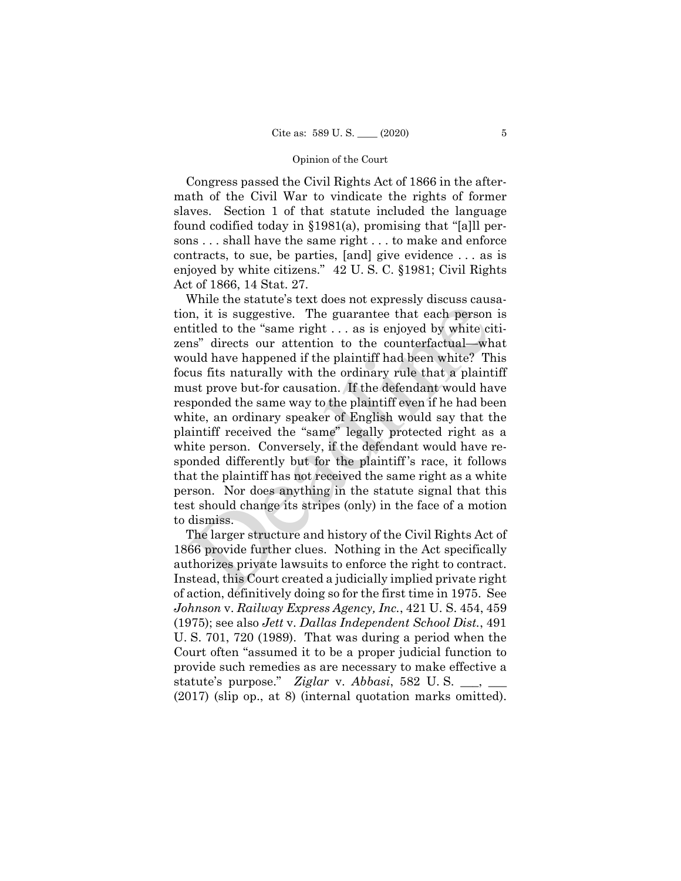Congress passed the Civil Rights Act of 1866 in the aftermath of the Civil War to vindicate the rights of former slaves. Section 1 of that statute included the language found codified today in §1981(a), promising that "[a]ll persons . . . shall have the same right . . . to make and enforce contracts, to sue, be parties, [and] give evidence . . . as is enjoyed by white citizens." 42 U. S. C. §1981; Civil Rights Act of 1866, 14 Stat. 27.

While the statute's text does not expressly discuss causation, it is suggestive. The guarantee that each person is entitled to the "same right . . . as is enjoyed by white citizens" directs our attention to the counterfactual—what would have happened if the plaintiff had been white? This focus fits naturally with the ordinary rule that a plaintiff must prove but-for causation. If the defendant would have responded the same way to the plaintiff even if he had been white, an ordinary speaker of English would say that the plaintiff received the "same" legally protected right as a white person. Conversely, if the defendant would have responded differently but for the plaintiff's race, it follows that the plaintiff has not received the same right as a white person. Nor does anything in the statute signal that this test should change its stripes (only) in the face of a motion to dismiss.

The larger structure and history of the Civil Rights Act of 1866 provide further clues. Nothing in the Act specifically authorizes private lawsuits to enforce the right to contract. Instead, this Court created a judicially implied private right of action, definitively doing so for the first time in 1975. See *Johnson* v. *Railway Express Agency, Inc.*, 421 U. S. 454, 459 (1975); see also *Jett* v. *Dallas Independent School Dist.*, 491 U. S. 701, 720 (1989). That was during a period when the Court often "assumed it to be a proper judicial function to provide such remedies as are necessary to make effective a statute's purpose." *Ziglar* v. *Abbasi*, 582 U. S. \_\_\_, \_\_\_ (2017) (slip op., at 8) (internal quotation marks omitted).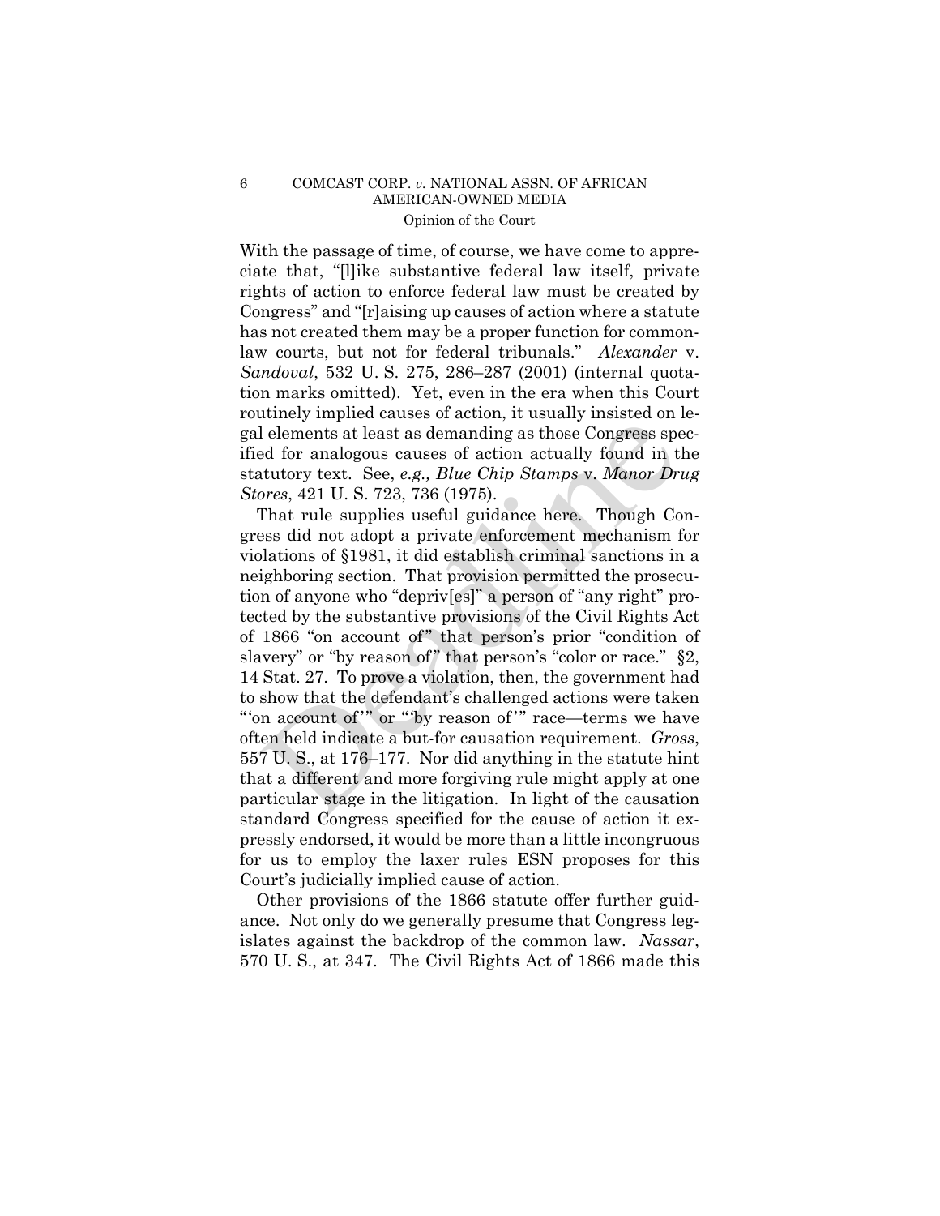With the passage of time, of course, we have come to appreciate that, "[l]ike substantive federal law itself, private rights of action to enforce federal law must be created by Congress" and "[r]aising up causes of action where a statute has not created them may be a proper function for common-law courts, but not for federal tribunals." *Alexander* v. *Sandoval*, 532 U. S. 275, 286–287 (2001) (internal quotation marks omitted). Yet, even in the era when this Court routinely implied causes of action, it usually insisted on legal elements at least as demanding as those Congress specified for analogous causes of action actually found in the statutory text. See, *e.g., Blue Chip Stamps* v. *Manor Drug Stores*, 421 U. S. 723, 736 (1975).

That rule supplies useful guidance here. Though Congress did not adopt a private enforcement mechanism for violations of §1981, it did establish criminal sanctions in a neighboring section. That provision permitted the prosecution of anyone who "depriv[es]" a person of "any right" protected by the substantive provisions of the Civil Rights Act of 1866 "on account of" that person's prior "condition of slavery" or "by reason of" that person's "color or race." §2, 14 Stat. 27. To prove a violation, then, the government had to show that the defendant's challenged actions were taken "'on account of'" or "'by reason of'" race—terms we have often held indicate a but-for causation requirement. *Gross*, 557 U. S., at 176–177. Nor did anything in the statute hint that a different and more forgiving rule might apply at one particular stage in the litigation. In light of the causation standard Congress specified for the cause of action it expressly endorsed, it would be more than a little incongruous for us to employ the laxer rules ESN proposes for this Court's judicially implied cause of action.

Other provisions of the 1866 statute offer further guidance. Not only do we generally presume that Congress legislates against the backdrop of the common law. *Nassar*, 570 U. S., at 347. The Civil Rights Act of 1866 made this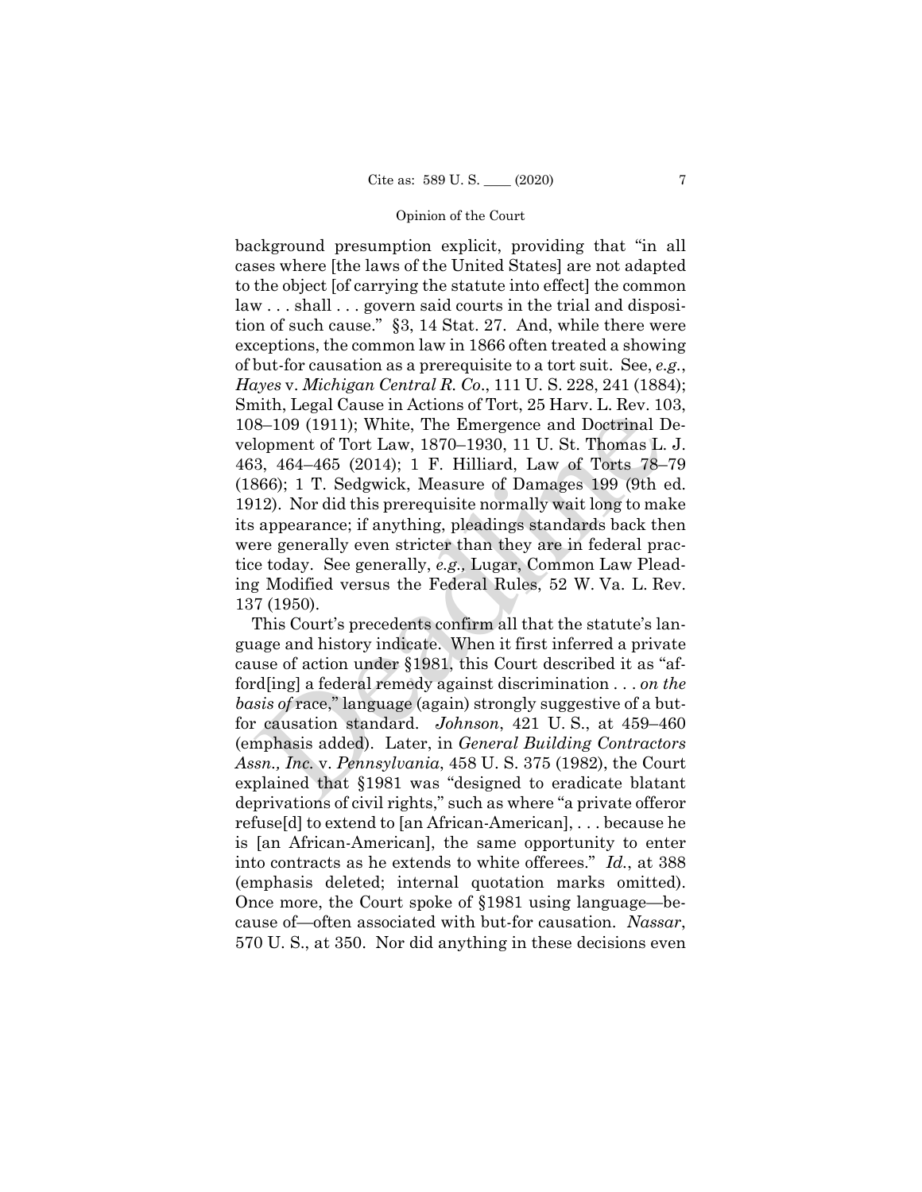background presumption explicit, providing that "in all cases where [the laws of the United States] are not adapted to the object [of carrying the statute into effect] the common law . . . shall . . . govern said courts in the trial and disposition of such cause." §3, 14 Stat. 27. And, while there were exceptions, the common law in 1866 often treated a showing of but-for causation as a prerequisite to a tort suit. See, *e.g.*, *Hayes* v. *Michigan Central R. Co.*, 111 U. S. 228, 241 (1884); Smith, Legal Cause in Actions of Tort, 25 Harv. L. Rev. 103, 108–109 (1911); White, The Emergence and Doctrinal Development of Tort Law, 1870–1930, 11 U. St. Thomas L. J. 463, 464–465 (2014); 1 F. Hilliard, Law of Torts 78–79 (1866); 1 T. Sedgwick, Measure of Damages 199 (9th ed. 1912). Nor did this prerequisite normally wait long to make its appearance; if anything, pleadings standards back then were generally even stricter than they are in federal practice today. See generally, *e.g.,* Lugar, Common Law Pleading Modified versus the Federal Rules, 52 W. Va. L. Rev. 137 (1950).

This Court's precedents confirm all that the statute's language and history indicate. When it first inferred a private cause of action under §1981, this Court described it as "afford[ing] a federal remedy against discrimination . . . *on the basis of* race," language (again) strongly suggestive of a but-for causation standard. *Johnson*, 421 U. S., at 459–460 (emphasis added). Later, in *General Building Contractors Assn., Inc.* v. *Pennsylvania*, 458 U. S. 375 (1982), the Court explained that §1981 was "designed to eradicate blatant deprivations of civil rights," such as where "a private offeror refuse[d] to extend to [an African-American], . . . because he is [an African-American], the same opportunity to enter into contracts as he extends to white offerees." *Id.*, at 388 (emphasis deleted; internal quotation marks omitted). Once more, the Court spoke of §1981 using language—because of—often associated with but-for causation. *Nassar*, 570 U. S., at 350. Nor did anything in these decisions even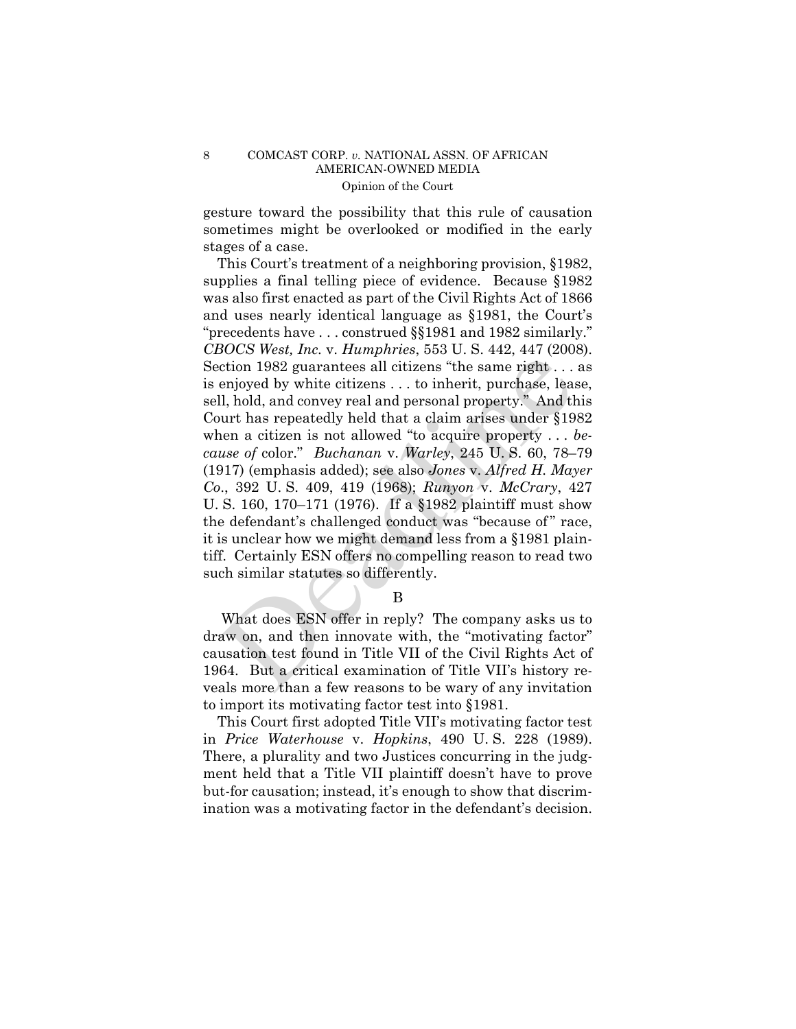gesture toward the possibility that this rule of causation sometimes might be overlooked or modified in the early stages of a case.

This Court's treatment of a neighboring provision, §1982, supplies a final telling piece of evidence. Because §1982 was also first enacted as part of the Civil Rights Act of 1866 and uses nearly identical language as §1981, the Court's "precedents have . . . construed §§1981 and 1982 similarly." *CBOCS West, Inc.* v. *Humphries*, 553 U. S. 442, 447 (2008). Section 1982 guarantees all citizens "the same right . . . as is enjoyed by white citizens . . . to inherit, purchase, lease, sell, hold, and convey real and personal property." And this Court has repeatedly held that a claim arises under §1982 when a citizen is not allowed "to acquire property . . . *because of* color." *Buchanan* v. *Warley*, 245 U. S. 60, 78–79 (1917) (emphasis added); see also *Jones* v. *Alfred H. Mayer Co*., 392 U. S. 409, 419 (1968); *Runyon* v. *McCrary*, 427 U. S. 160, 170–171 (1976). If a §1982 plaintiff must show the defendant's challenged conduct was "because of" race, it is unclear how we might demand less from a §1981 plaintiff. Certainly ESN offers no compelling reason to read two such similar statutes so differently.

B

What does ESN offer in reply? The company asks us to draw on, and then innovate with, the "motivating factor" causation test found in Title VII of the Civil Rights Act of 1964. But a critical examination of Title VII's history reveals more than a few reasons to be wary of any invitation to import its motivating factor test into §1981.

This Court first adopted Title VII's motivating factor test in *Price Waterhouse* v. *Hopkins*, 490 U. S. 228 (1989). There, a plurality and two Justices concurring in the judgment held that a Title VII plaintiff doesn't have to prove but-for causation; instead, it's enough to show that discrimination was a motivating factor in the defendant's decision.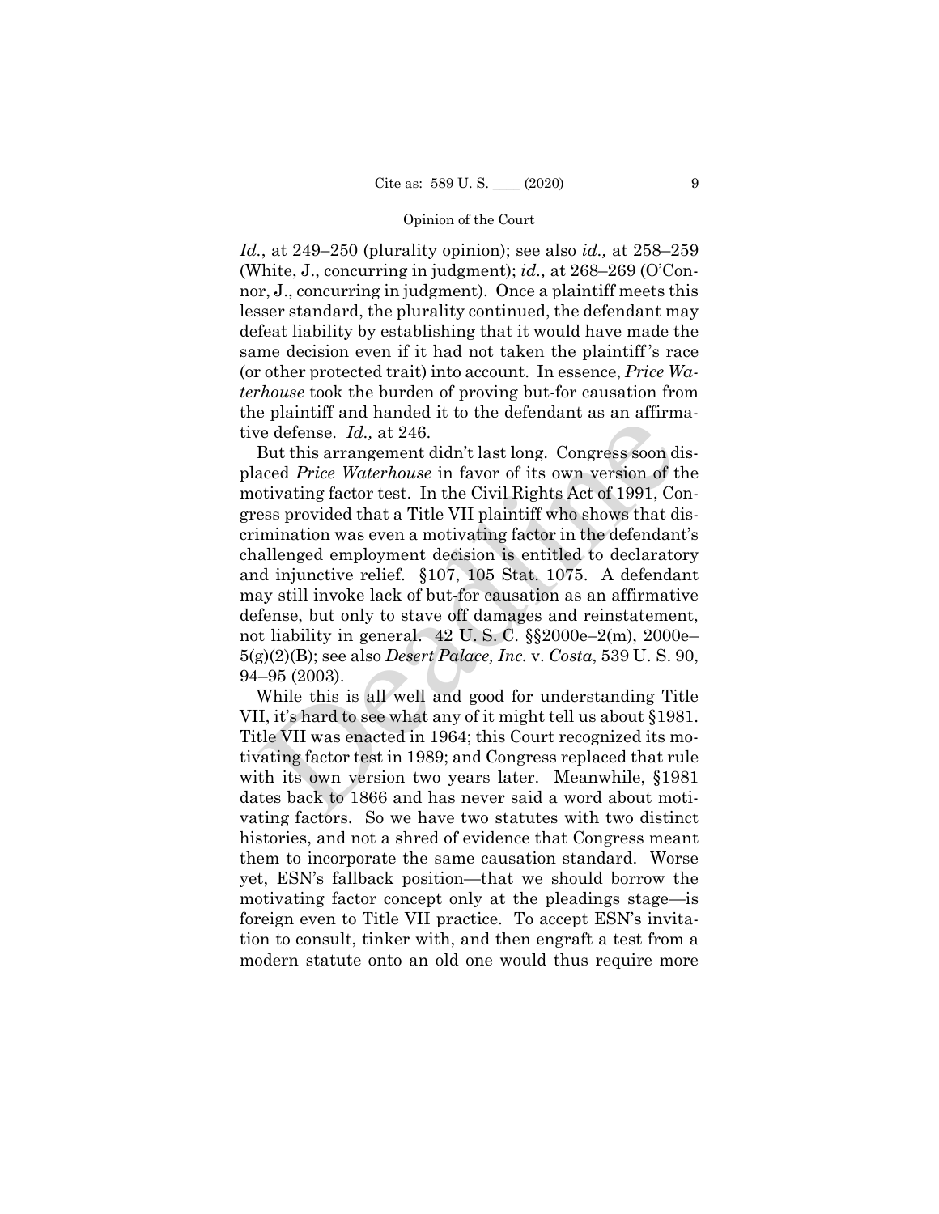*Id.*, at 249–250 (plurality opinion); see also *id.,* at 258–259 (White, J., concurring in judgment); *id.,* at 268–269 (O'Connor, J., concurring in judgment). Once a plaintiff meets this lesser standard, the plurality continued, the defendant may defeat liability by establishing that it would have made the same decision even if it had not taken the plaintiff's race (or other protected trait) into account. In essence, *Price Waterhouse* took the burden of proving but-for causation from the plaintiff and handed it to the defendant as an affirmative defense. *Id.,* at 246.

But this arrangement didn't last long. Congress soon displaced *Price Waterhouse* in favor of its own version of the motivating factor test. In the Civil Rights Act of 1991, Congress provided that a Title VII plaintiff who shows that discrimination was even a motivating factor in the defendant's challenged employment decision is entitled to declaratory and injunctive relief. §107, 105 Stat. 1075. A defendant may still invoke lack of but-for causation as an affirmative defense, but only to stave off damages and reinstatement, not liability in general. 42 U. S. C. §§2000e–2(m), 2000e–5(g)(2)(B); see also *Desert Palace, Inc.* v. *Costa*, 539 U. S. 90, 94–95 (2003).

While this is all well and good for understanding Title VII, it's hard to see what any of it might tell us about §1981. Title VII was enacted in 1964; this Court recognized its motivating factor test in 1989; and Congress replaced that rule with its own version two years later. Meanwhile, §1981 dates back to 1866 and has never said a word about motivating factors. So we have two statutes with two distinct histories, and not a shred of evidence that Congress meant them to incorporate the same causation standard. Worse yet, ESN's fallback position—that we should borrow the motivating factor concept only at the pleadings stage—is foreign even to Title VII practice. To accept ESN's invitation to consult, tinker with, and then engraft a test from a modern statute onto an old one would thus require more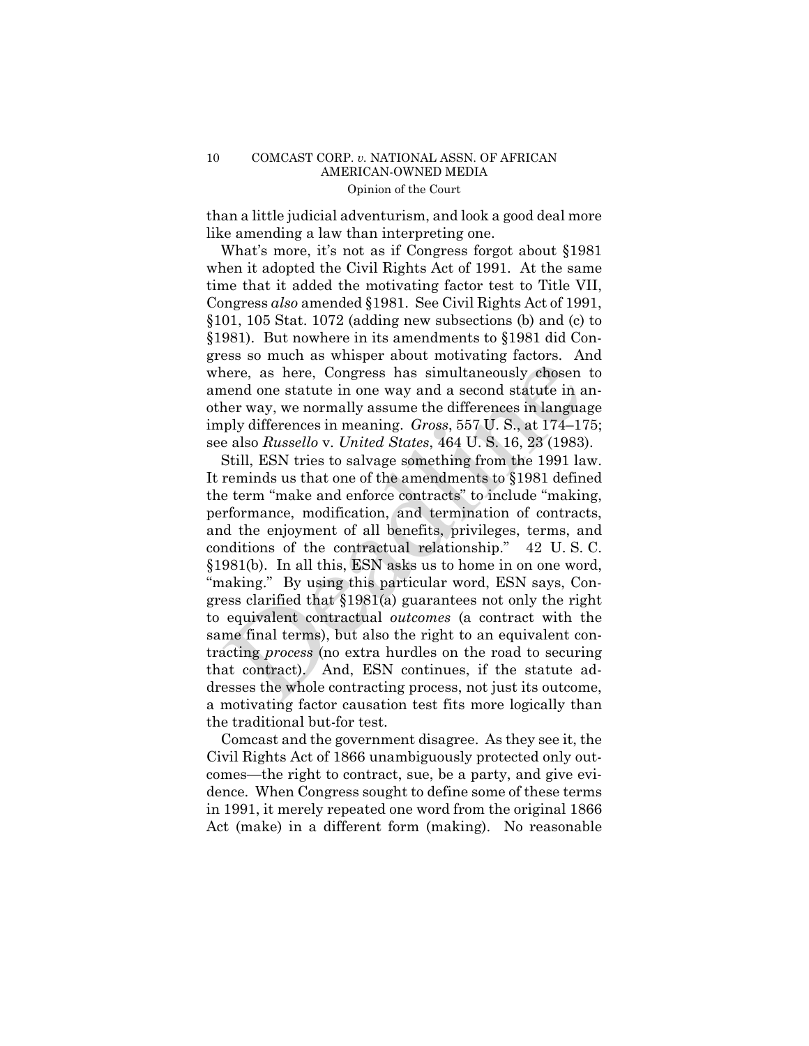than a little judicial adventurism, and look a good deal more like amending a law than interpreting one.

What's more, it's not as if Congress forgot about §1981 when it adopted the Civil Rights Act of 1991. At the same time that it added the motivating factor test to Title VII, Congress *also* amended §1981. See Civil Rights Act of 1991, §101, 105 Stat. 1072 (adding new subsections (b) and (c) to §1981). But nowhere in its amendments to §1981 did Congress so much as whisper about motivating factors. And where, as here, Congress has simultaneously chosen to amend one statute in one way and a second statute in another way, we normally assume the differences in language imply differences in meaning. *Gross*, 557 U. S., at 174–175; see also *Russello* v. *United States*, 464 U. S. 16, 23 (1983).

Still, ESN tries to salvage something from the 1991 law. It reminds us that one of the amendments to §1981 defined the term "make and enforce contracts" to include "making, performance, modification, and termination of contracts, and the enjoyment of all benefits, privileges, terms, and conditions of the contractual relationship." 42 U. S. C. §1981(b). In all this, ESN asks us to home in on one word, "making." By using this particular word, ESN says, Congress clarified that §1981(a) guarantees not only the right to equivalent contractual *outcomes* (a contract with the same final terms), but also the right to an equivalent contracting *process* (no extra hurdles on the road to securing that contract). And, ESN continues, if the statute addresses the whole contracting process, not just its outcome, a motivating factor causation test fits more logically than the traditional but-for test.

Comcast and the government disagree. As they see it, the Civil Rights Act of 1866 unambiguously protected only outcomes—the right to contract, sue, be a party, and give evidence. When Congress sought to define some of these terms in 1991, it merely repeated one word from the original 1866 Act (make) in a different form (making). No reasonable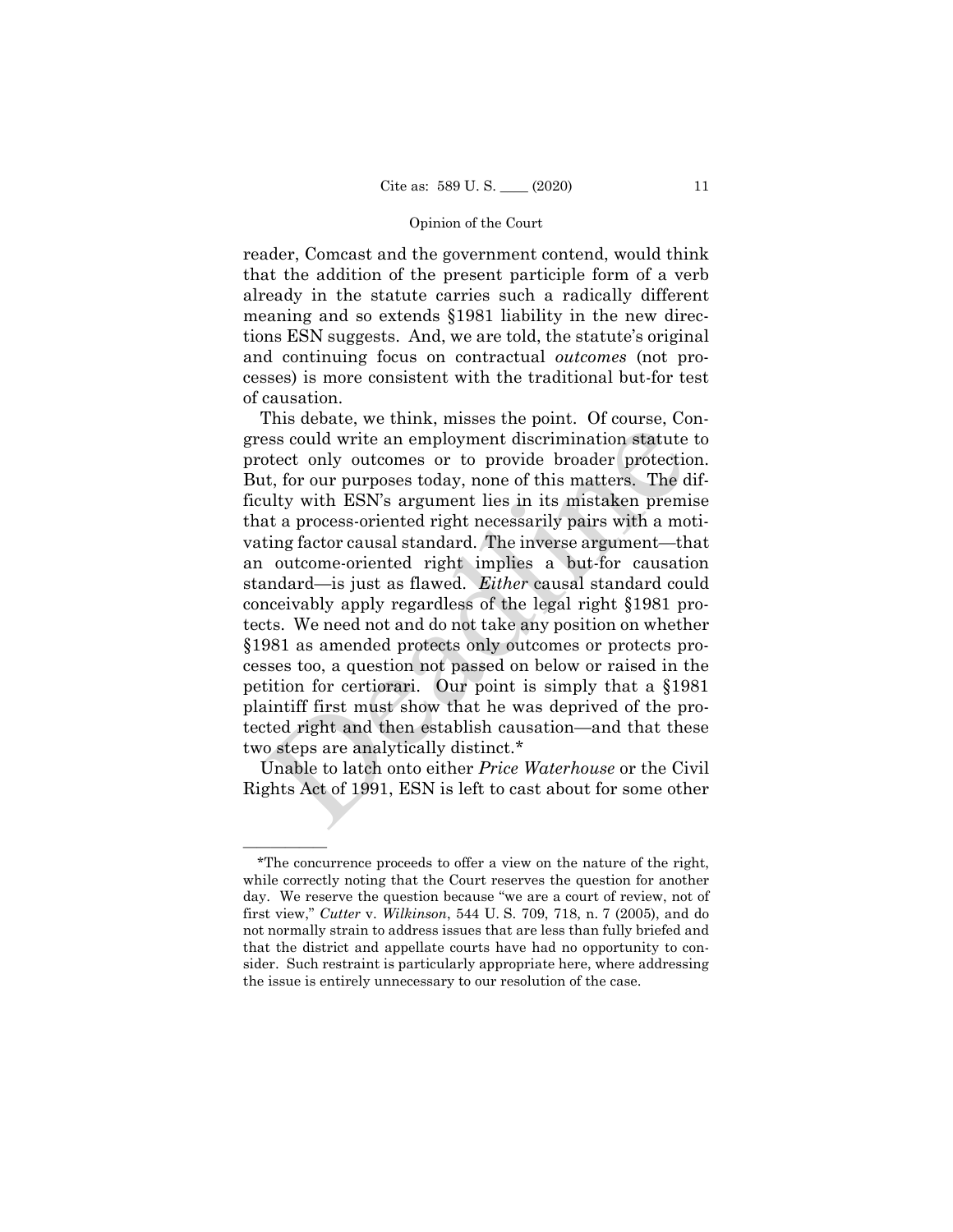reader, Comcast and the government contend, would think that the addition of the present participle form of a verb already in the statute carries such a radically different meaning and so extends §1981 liability in the new directions ESN suggests. And, we are told, the statute's original and continuing focus on contractual *outcomes* (not processes) is more consistent with the traditional but-for test of causation.

This debate, we think, misses the point. Of course, Congress could write an employment discrimination statute to protect only outcomes or to provide broader protection. But, for our purposes today, none of this matters. The difficulty with ESN's argument lies in its mistaken premise that a process-oriented right necessarily pairs with a motivating factor causal standard. The inverse argument—that an outcome-oriented right implies a but-for causation standard—is just as flawed. *Either* causal standard could conceivably apply regardless of the legal right §1981 protects. We need not and do not take any position on whether §1981 as amended protects only outcomes or protects processes too, a question not passed on below or raised in the petition for certiorari. Our point is simply that a §1981 plaintiff first must show that he was deprived of the protected right and then establish causation—and that these two steps are analytically distinct.*

Unable to latch onto either *Price Waterhouse* or the Civil Rights Act of 1991, ESN is left to cast about for some other

---

*The concurrence proceeds to offer a view on the nature of the right, while correctly noting that the Court reserves the question for another day. We reserve the question because "we are a court of review, not of first view," *Cutter* v. *Wilkinson*, 544 U. S. 709, 718, n. 7 (2005), and do not normally strain to address issues that are less than fully briefed and that the district and appellate courts have had no opportunity to consider. Such restraint is particularly appropriate here, where addressing the issue is entirely unnecessary to our resolution of the case.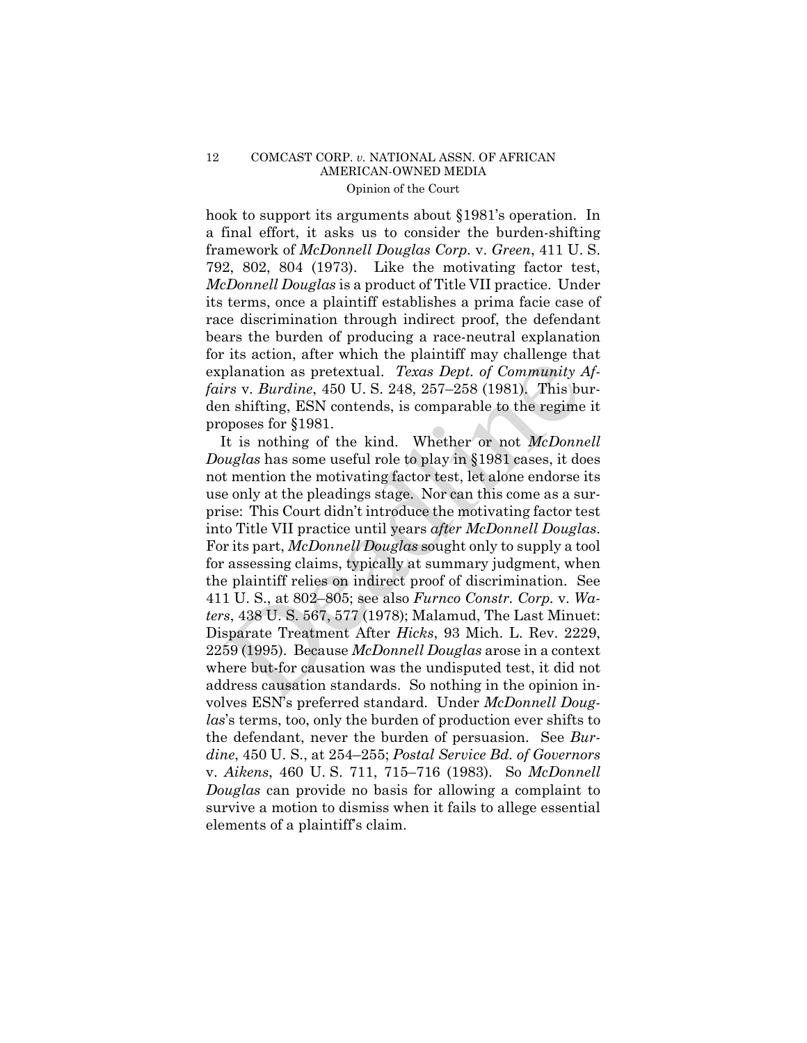hook to support its arguments about §1981's operation. In a final effort, it asks us to consider the burden-shifting framework of *McDonnell Douglas Corp.* v. *Green*, 411 U. S. 792, 802, 804 (1973). Like the motivating factor test, *McDonnell Douglas* is a product of Title VII practice. Under its terms, once a plaintiff establishes a prima facie case of race discrimination through indirect proof, the defendant bears the burden of producing a race-neutral explanation for its action, after which the plaintiff may challenge that explanation as pretextual. *Texas Dept. of Community Affairs* v. *Burdine*, 450 U. S. 248, 257–258 (1981). This burden shifting, ESN contends, is comparable to the regime it proposes for §1981.

It is nothing of the kind. Whether or not *McDonnell Douglas* has some useful role to play in §1981 cases, it does not mention the motivating factor test, let alone endorse its use only at the pleadings stage. Nor can this come as a surprise: This Court didn't introduce the motivating factor test into Title VII practice until years *after McDonnell Douglas*. For its part, *McDonnell Douglas* sought only to supply a tool for assessing claims, typically at summary judgment, when the plaintiff relies on indirect proof of discrimination. See 411 U. S., at 802–805; see also *Furnco Constr. Corp.* v. *Waters*, 438 U. S. 567, 577 (1978); Malamud, The Last Minuet: Disparate Treatment After *Hicks*, 93 Mich. L. Rev. 2229, 2259 (1995). Because *McDonnell Douglas* arose in a context where but-for causation was the undisputed test, it did not address causation standards. So nothing in the opinion involves ESN's preferred standard. Under *McDonnell Douglas*'s terms, too, only the burden of production ever shifts to the defendant, never the burden of persuasion. See *Burdine*, 450 U. S., at 254–255; *Postal Service Bd. of Governors* v. *Aikens*, 460 U. S. 711, 715–716 (1983). So *McDonnell Douglas* can provide no basis for allowing a complaint to survive a motion to dismiss when it fails to allege essential elements of a plaintiff's claim.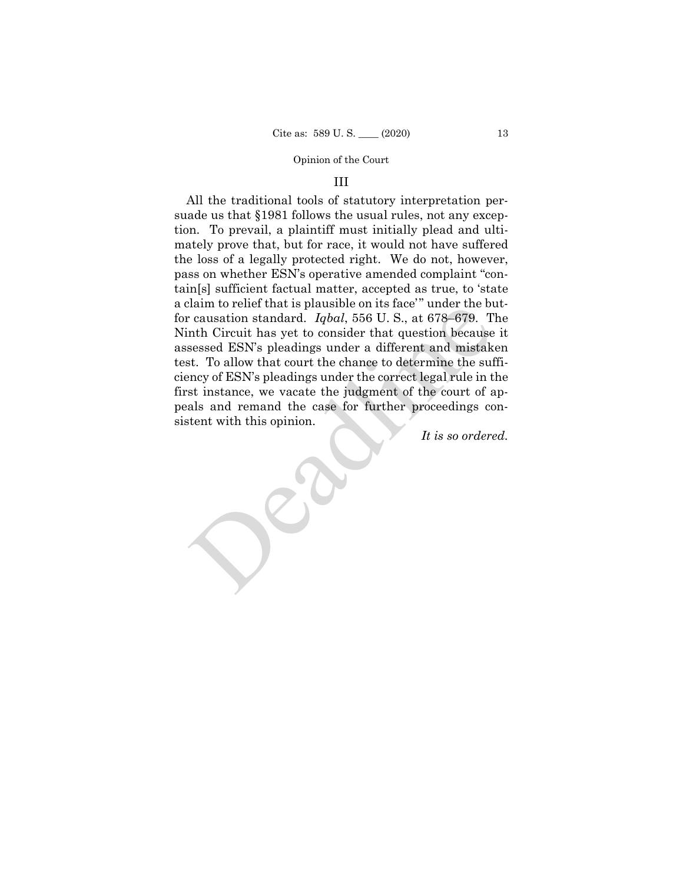### III

All the traditional tools of statutory interpretation persuade us that §1981 follows the usual rules, not any exception. To prevail, a plaintiff must initially plead and ultimately prove that, but for race, it would not have suffered the loss of a legally protected right. We do not, however, pass on whether ESN's operative amended complaint "contain[s] sufficient factual matter, accepted as true, to 'state a claim to relief that is plausible on its face'" under the but-for causation standard. *Iqbal*, 556 U. S., at 678–679. The Ninth Circuit has yet to consider that question because it assessed ESN's pleadings under a different and mistaken test. To allow that court the chance to determine the sufficiency of ESN's pleadings under the correct legal rule in the first instance, we vacate the judgment of the court of appeals and remand the case for further proceedings consistent with this opinion.

*It is so ordered.*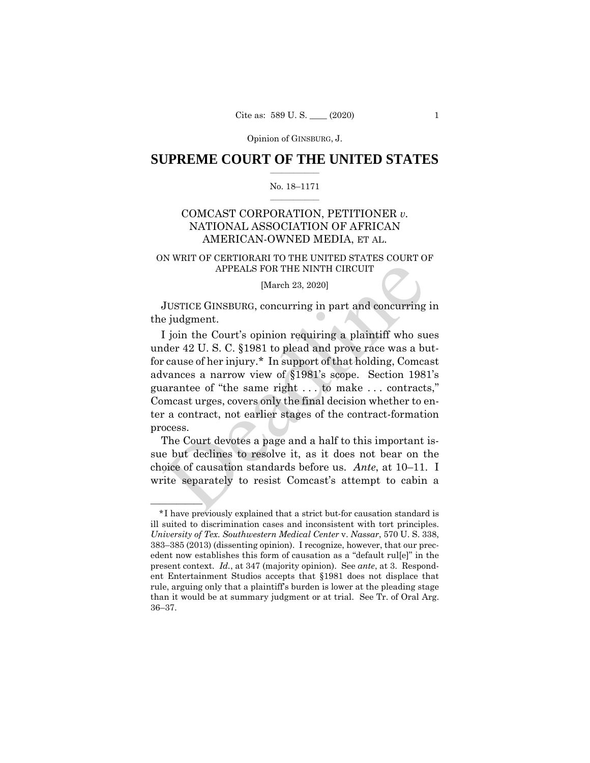Opinion of GINSBURG, J.

# SUPREME COURT OF THE UNITED STATES

No. 18–1171

COMCAST CORPORATION, PETITIONER *v.* NATIONAL ASSOCIATION OF AFRICAN AMERICAN-OWNED MEDIA, ET AL.

ON WRIT OF CERTIORARI TO THE UNITED STATES COURT OF APPEALS FOR THE NINTH CIRCUIT

[March 23, 2020]

JUSTICE GINSBURG, concurring in part and concurring in the judgment.

I join the Court's opinion requiring a plaintiff who sues under 42 U. S. C. §1981 to plead and prove race was a but-for cause of her injury.* In support of that holding, Comcast advances a narrow view of §1981's scope. Section 1981's guarantee of "the same right . . . to make . . . contracts," Comcast urges, covers only the final decision whether to enter a contract, not earlier stages of the contract-formation process.

The Court devotes a page and a half to this important issue but declines to resolve it, as it does not bear on the choice of causation standards before us. *Ante*, at 10–11. I write separately to resist Comcast's attempt to cabin a

---

*I have previously explained that a strict but-for causation standard is ill suited to discrimination cases and inconsistent with tort principles. *University of Tex. Southwestern Medical Center* v. *Nassar*, 570 U. S. 338, 383–385 (2013) (dissenting opinion). I recognize, however, that our precedent now establishes this form of causation as a "default rul[e]" in the present context. *Id.*, at 347 (majority opinion). See *ante*, at 3. Respondent Entertainment Studios accepts that §1981 does not displace that rule, arguing only that a plaintiff's burden is lower at the pleading stage than it would be at summary judgment or at trial. See Tr. of Oral Arg. 36–37.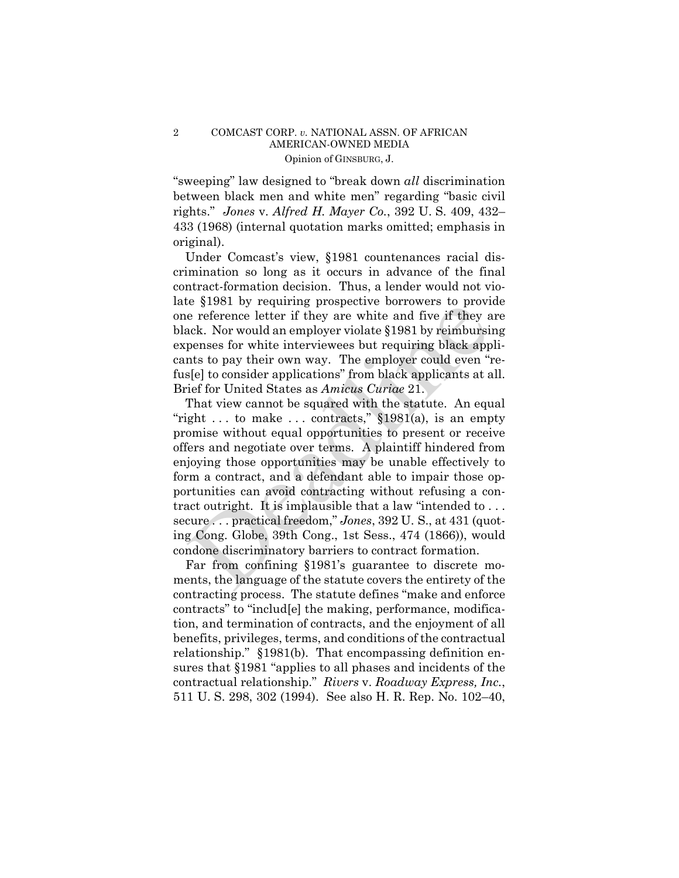"sweeping" law designed to "break down *all* discrimination between black men and white men" regarding "basic civil rights." *Jones* v. *Alfred H. Mayer Co.*, 392 U. S. 409, 432–433 (1968) (internal quotation marks omitted; emphasis in original).

Under Comcast's view, §1981 countenances racial discrimination so long as it occurs in advance of the final contract-formation decision. Thus, a lender would not violate §1981 by requiring prospective borrowers to provide one reference letter if they are white and five if they are black. Nor would an employer violate §1981 by reimbursing expenses for white interviewees but requiring black applicants to pay their own way. The employer could even "refus[e] to consider applications" from black applicants at all. Brief for United States as *Amicus Curiae* 21.

That view cannot be squared with the statute. An equal "right . . . to make . . . contracts," §1981(a), is an empty promise without equal opportunities to present or receive offers and negotiate over terms. A plaintiff hindered from enjoying those opportunities may be unable effectively to form a contract, and a defendant able to impair those opportunities can avoid contracting without refusing a contract outright. It is implausible that a law "intended to . . . secure . . . practical freedom," *Jones*, 392 U. S., at 431 (quoting Cong. Globe, 39th Cong., 1st Sess., 474 (1866)), would condone discriminatory barriers to contract formation.

Far from confining §1981's guarantee to discrete moments, the language of the statute covers the entirety of the contracting process. The statute defines "make and enforce contracts" to "includ[e] the making, performance, modification, and termination of contracts, and the enjoyment of all benefits, privileges, terms, and conditions of the contractual relationship." §1981(b). That encompassing definition ensures that §1981 "applies to all phases and incidents of the contractual relationship." *Rivers* v. *Roadway Express, Inc.*, 511 U. S. 298, 302 (1994). See also H. R. Rep. No. 102–40,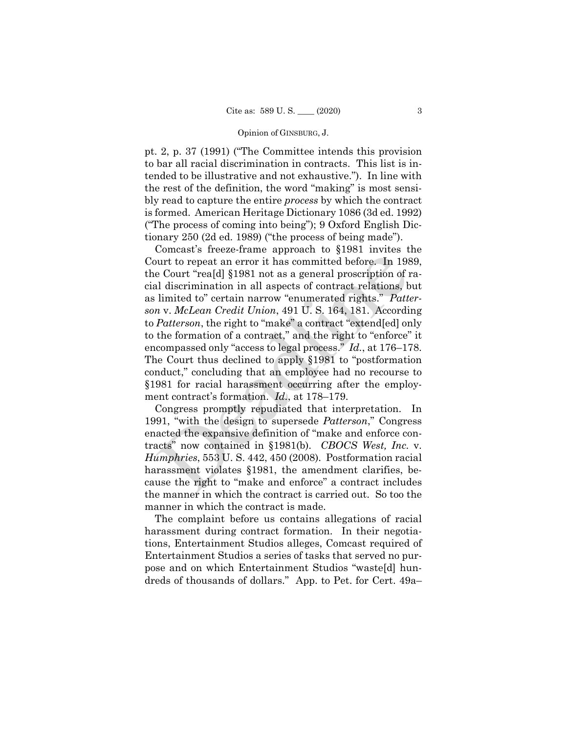pt. 2, p. 37 (1991) ("The Committee intends this provision to bar all racial discrimination in contracts. This list is intended to be illustrative and not exhaustive."). In line with the rest of the definition, the word "making" is most sensibly read to capture the entire *process* by which the contract is formed. American Heritage Dictionary 1086 (3d ed. 1992) ("The process of coming into being"); 9 Oxford English Dictionary 250 (2d ed. 1989) ("the process of being made").

Comcast's freeze-frame approach to §1981 invites the Court to repeat an error it has committed before. In 1989, the Court "rea[d] §1981 not as a general proscription of racial discrimination in all aspects of contract relations, but as limited to" certain narrow "enumerated rights." *Patterson* v. *McLean Credit Union*, 491 U. S. 164, 181. According to *Patterson*, the right to "make" a contract "extend[ed] only to the formation of a contract," and the right to "enforce" it encompassed only "access to legal process." *Id.*, at 176–178. The Court thus declined to apply §1981 to "postformation conduct," concluding that an employee had no recourse to §1981 for racial harassment occurring after the employment contract's formation. *Id.*, at 178–179.

Congress promptly repudiated that interpretation. In 1991, "with the design to supersede *Patterson*," Congress enacted the expansive definition of "make and enforce contracts" now contained in §1981(b). *CBOCS West, Inc.* v. *Humphries*, 553 U. S. 442, 450 (2008). Postformation racial harassment violates §1981, the amendment clarifies, because the right to "make and enforce" a contract includes the manner in which the contract is carried out. So too the manner in which the contract is made.

The complaint before us contains allegations of racial harassment during contract formation. In their negotiations, Entertainment Studios alleges, Comcast required of Entertainment Studios a series of tasks that served no purpose and on which Entertainment Studios "waste[d] hundreds of thousands of dollars." App. to Pet. for Cert. 49a–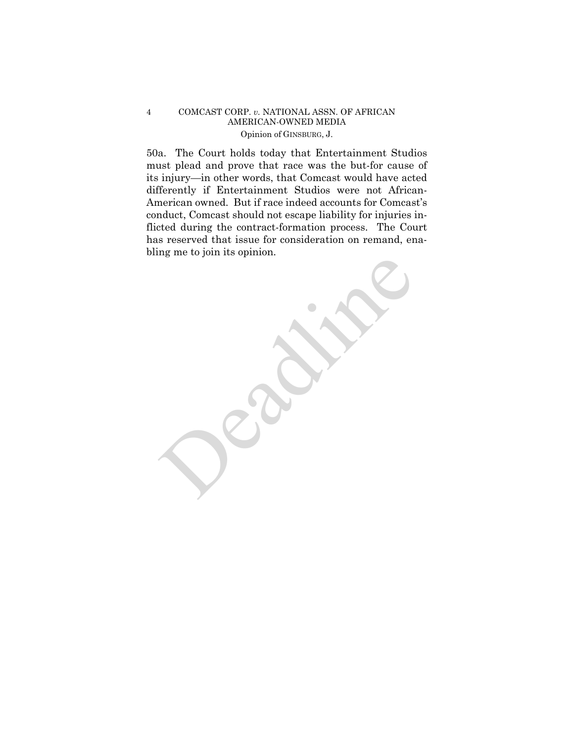50a. The Court holds today that Entertainment Studios must plead and prove that race was the but-for cause of its injury—in other words, that Comcast would have acted differently if Entertainment Studios were not African-American owned. But if race indeed accounts for Comcast's conduct, Comcast should not escape liability for injuries inflicted during the contract-formation process. The Court has reserved that issue for consideration on remand, enabling me to join its opinion.